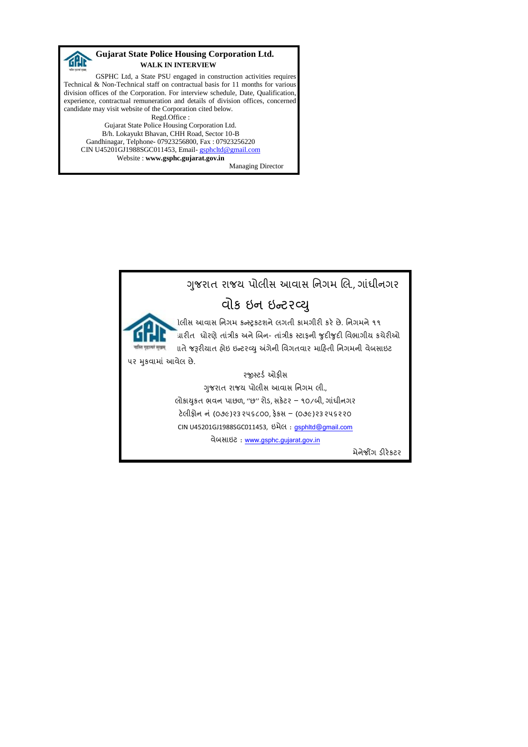## Gujarat State Police Housing Corporation Ltd.

**WALK IN INTERVIEW**

GSPHC Ltd, a State PSU engaged in construction activities requires Technical & Non-Technical staff on contractual basis for 11 months for various division offices of the Corporation. For interview schedule, Date, Qualification, experience, contractual remuneration and details of division offices, concerned candidate may visit website of the Corporation cited below.

Regd.Office :
Gujarat State Police Housing Corporation Ltd.
B/h. Lokayukt Bhavan, CHH Road, Sector 10-B
Gandhinagar, Telphone- 07923256800, Fax : 07923256220
CIN U45201GJ1988SGC011453, Email- gsphcltd@gmail.com
Website : **www.gsphc.gujarat.gov.in**

Managing Director

---

## ગુજરાત રાજય પોલીસ આવાસ નિગમ લિ., ગાંધીનગર

## વોક ઇન ઇન્ટરવ્યુ

ાલીસ આવાસ નિગમ કન્સ્ટ્રકટશને લગતી કામગીરી કરે છે. નિગમને ૧૧ ાારીત ધોરણે તાંત્રીક અને બિન- તાંત્રીક સ્ટાફની જુદીજુદી વિભાગીય કચેરીઓ ાાતે જરૂરીયાત હોઇ ઇન્ટરવ્યુ અંગેની વિગતવાર માહિતી નિગમની વેબસાઇટ પર મુકવામાં આવેલ છે.

રજીસ્ટર્ડ ઓફીસ
ગુજરાત રાજય પોલીસ આવાસ નિગમ લી.,
લોકાયુકત ભવન પાછળ, "છ" રોડ, સકેટર – ૧૦/બી, ગાંધીનગર
ટેલીફોન નં (૦૭૯)૨૩૨૫૬૮૦૦, ફેકસ – (૦૭૯)૨૩૨૫૬૨૨૦
CIN U45201GJ1988SGC011453, ઇમેલ : gsphltd@gmail.com
વેબસાઇટ : www.gsphc.gujarat.gov.in

મેનેજીંગ ડીરેકટર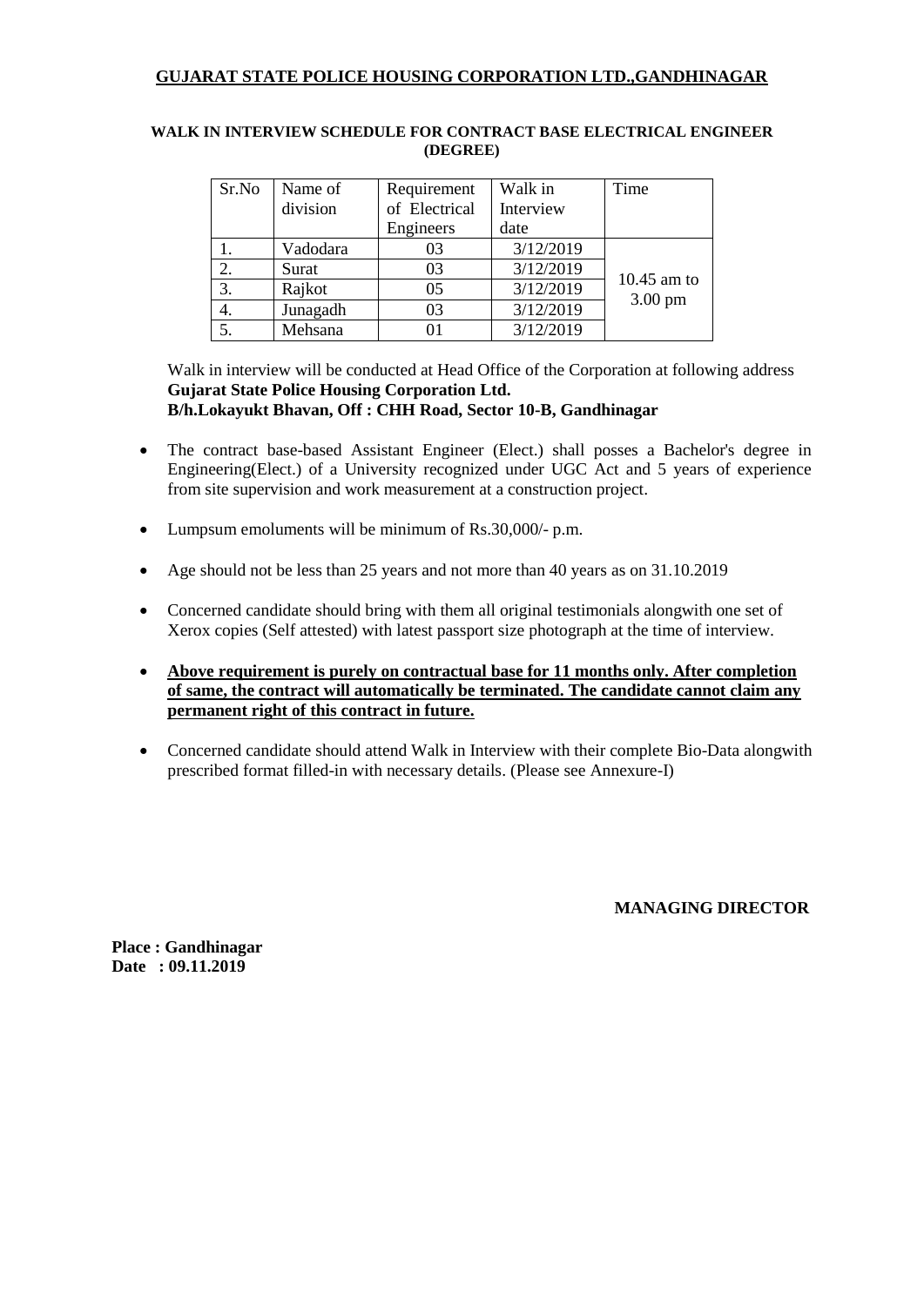**GUJARAT STATE POLICE HOUSING CORPORATION LTD.,GANDHINAGAR**

**WALK IN INTERVIEW SCHEDULE FOR CONTRACT BASE ELECTRICAL ENGINEER (DEGREE)**

| Sr.No | Name of division | Requirement of Electrical Engineers | Walk in Interview date | Time |
|---|---|---|---|---|
| 1. | Vadodara | 03 | 3/12/2019 | 10.45 am to 3.00 pm |
| 2. | Surat | 03 | 3/12/2019 | |
| 3. | Rajkot | 05 | 3/12/2019 | |
| 4. | Junagadh | 03 | 3/12/2019 | |
| 5. | Mehsana | 01 | 3/12/2019 | |

Walk in interview will be conducted at Head Office of the Corporation at following address
**Gujarat State Police Housing Corporation Ltd.**
**B/h.Lokayukt Bhavan, Off : CHH Road, Sector 10-B, Gandhinagar**

- The contract base-based Assistant Engineer (Elect.) shall posses a Bachelor's degree in Engineering(Elect.) of a University recognized under UGC Act and 5 years of experience from site supervision and work measurement at a construction project.
- Lumpsum emoluments will be minimum of Rs.30,000/- p.m.
- Age should not be less than 25 years and not more than 40 years as on 31.10.2019
- Concerned candidate should bring with them all original testimonials alongwith one set of Xerox copies (Self attested) with latest passport size photograph at the time of interview.
- **Above requirement is purely on contractual base for 11 months only. After completion of same, the contract will automatically be terminated. The candidate cannot claim any permanent right of this contract in future.**
- Concerned candidate should attend Walk in Interview with their complete Bio-Data alongwith prescribed format filled-in with necessary details. (Please see Annexure-I)

**MANAGING DIRECTOR**

**Place : Gandhinagar**
**Date : 09.11.2019**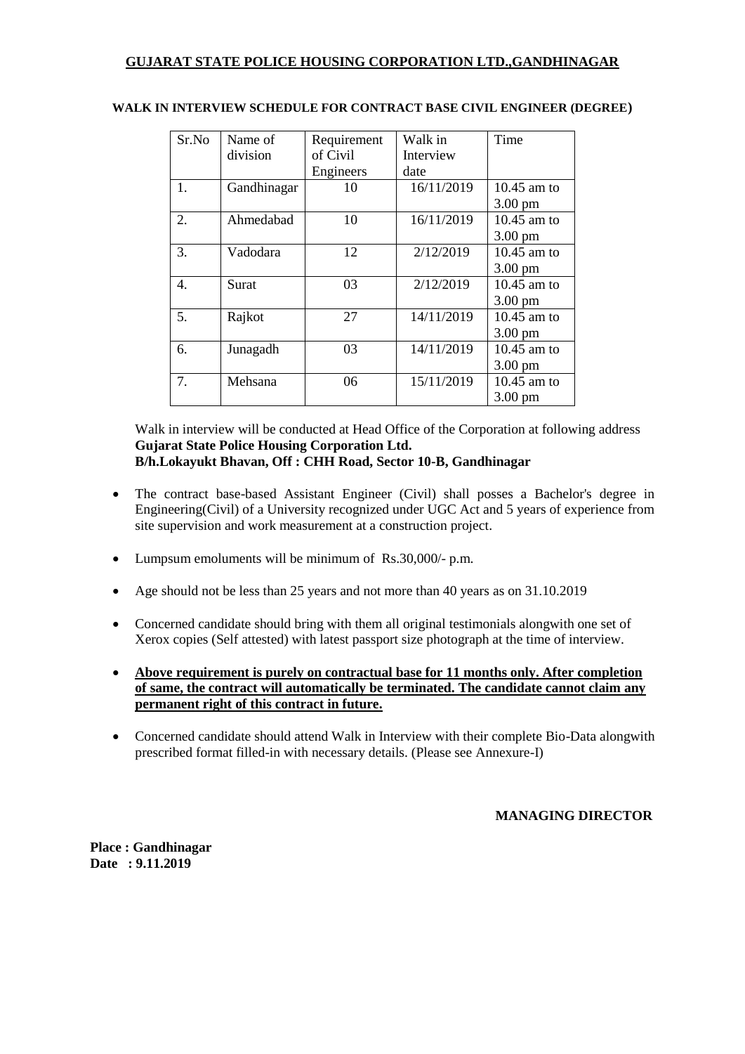# GUJARAT STATE POLICE HOUSING CORPORATION LTD.,GANDHINAGAR

### WALK IN INTERVIEW SCHEDULE FOR CONTRACT BASE CIVIL ENGINEER (DEGREE)

| Sr.No | Name of division | Requirement of Civil Engineers | Walk in Interview date | Time |
|---|---|---|---|---|
| 1. | Gandhinagar | 10 | 16/11/2019 | 10.45 am to 3.00 pm |
| 2. | Ahmedabad | 10 | 16/11/2019 | 10.45 am to 3.00 pm |
| 3. | Vadodara | 12 | 2/12/2019 | 10.45 am to 3.00 pm |
| 4. | Surat | 03 | 2/12/2019 | 10.45 am to 3.00 pm |
| 5. | Rajkot | 27 | 14/11/2019 | 10.45 am to 3.00 pm |
| 6. | Junagadh | 03 | 14/11/2019 | 10.45 am to 3.00 pm |
| 7. | Mehsana | 06 | 15/11/2019 | 10.45 am to 3.00 pm |

Walk in interview will be conducted at Head Office of the Corporation at following address
**Gujarat State Police Housing Corporation Ltd.**
**B/h.Lokayukt Bhavan, Off : CHH Road, Sector 10-B, Gandhinagar**

- The contract base-based Assistant Engineer (Civil) shall posses a Bachelor's degree in Engineering(Civil) of a University recognized under UGC Act and 5 years of experience from site supervision and work measurement at a construction project.
- Lumpsum emoluments will be minimum of Rs.30,000/- p.m.
- Age should not be less than 25 years and not more than 40 years as on 31.10.2019
- Concerned candidate should bring with them all original testimonials alongwith one set of Xerox copies (Self attested) with latest passport size photograph at the time of interview.
- **Above requirement is purely on contractual base for 11 months only. After completion of same, the contract will automatically be terminated. The candidate cannot claim any permanent right of this contract in future.**
- Concerned candidate should attend Walk in Interview with their complete Bio-Data alongwith prescribed format filled-in with necessary details. (Please see Annexure-I)

**MANAGING DIRECTOR**

**Place : Gandhinagar**
**Date : 9.11.2019**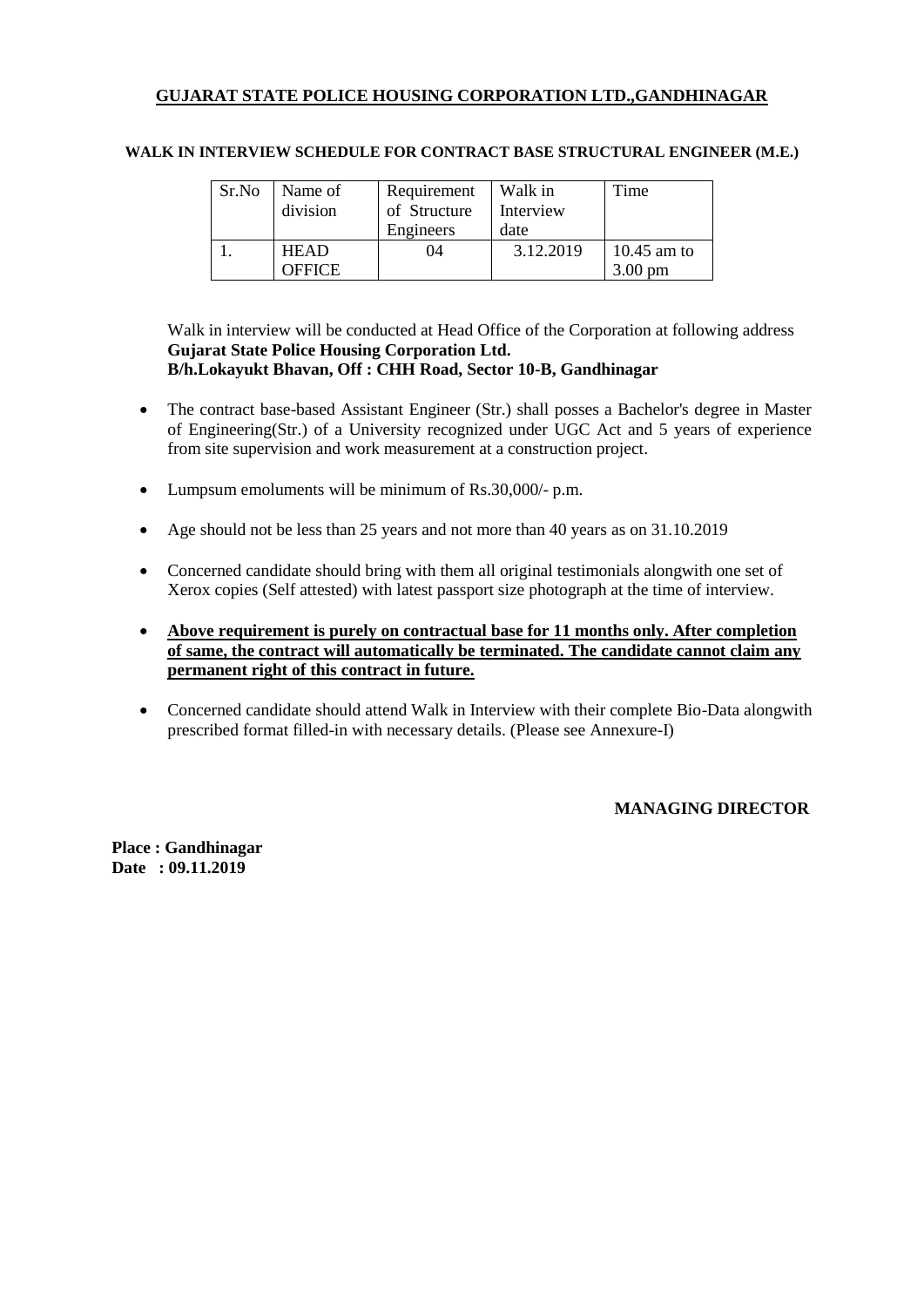## GUJARAT STATE POLICE HOUSING CORPORATION LTD.,GANDHINAGAR

**WALK IN INTERVIEW SCHEDULE FOR CONTRACT BASE STRUCTURAL ENGINEER (M.E.)**

| Sr.No | Name of division | Requirement of Structure Engineers | Walk in Interview date | Time |
|---|---|---|---|---|
| 1. | HEAD OFFICE | 04 | 3.12.2019 | 10.45 am to 3.00 pm |

Walk in interview will be conducted at Head Office of the Corporation at following address
**Gujarat State Police Housing Corporation Ltd.**
**B/h.Lokayukt Bhavan, Off : CHH Road, Sector 10-B, Gandhinagar**

- The contract base-based Assistant Engineer (Str.) shall posses a Bachelor's degree in Master of Engineering(Str.) of a University recognized under UGC Act and 5 years of experience from site supervision and work measurement at a construction project.
- Lumpsum emoluments will be minimum of Rs.30,000/- p.m.
- Age should not be less than 25 years and not more than 40 years as on 31.10.2019
- Concerned candidate should bring with them all original testimonials alongwith one set of Xerox copies (Self attested) with latest passport size photograph at the time of interview.
- **Above requirement is purely on contractual base for 11 months only. After completion of same, the contract will automatically be terminated. The candidate cannot claim any permanent right of this contract in future.**
- Concerned candidate should attend Walk in Interview with their complete Bio-Data alongwith prescribed format filled-in with necessary details. (Please see Annexure-I)

**MANAGING DIRECTOR**

**Place : Gandhinagar**
**Date : 09.11.2019**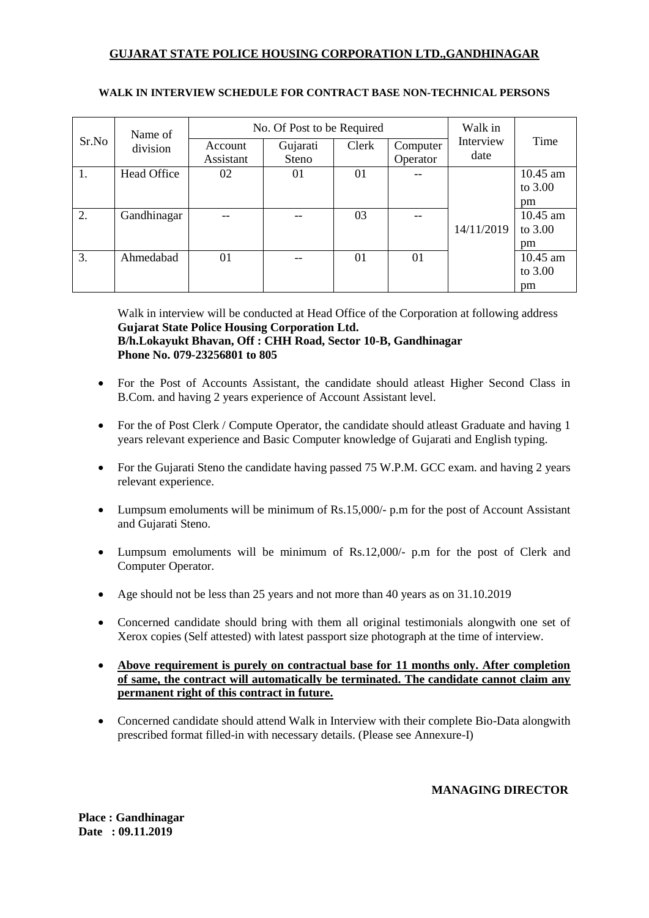# GUJARAT STATE POLICE HOUSING CORPORATION LTD.,GANDHINAGAR

## WALK IN INTERVIEW SCHEDULE FOR CONTRACT BASE NON-TECHNICAL PERSONS

| Sr.No | Name of division | No. Of Post to be Required | | | | Walk in Interview date | Time |
|---|---|---|---|---|---|---|---|
| | | Account Assistant | Gujarati Steno | Clerk | Computer Operator | | |
| 1. | Head Office | 02 | 01 | 01 | -- | 14/11/2019 | 10.45 am to 3.00 pm |
| 2. | Gandhinagar | -- | -- | 03 | -- | | 10.45 am to 3.00 pm |
| 3. | Ahmedabad | 01 | -- | 01 | 01 | | 10.45 am to 3.00 pm |

Walk in interview will be conducted at Head Office of the Corporation at following address
**Gujarat State Police Housing Corporation Ltd.**
**B/h.Lokayukt Bhavan, Off : CHH Road, Sector 10-B, Gandhinagar**
**Phone No. 079-23256801 to 805**

- For the Post of Accounts Assistant, the candidate should atleast Higher Second Class in B.Com. and having 2 years experience of Account Assistant level.
- For the of Post Clerk / Compute Operator, the candidate should atleast Graduate and having 1 years relevant experience and Basic Computer knowledge of Gujarati and English typing.
- For the Gujarati Steno the candidate having passed 75 W.P.M. GCC exam. and having 2 years relevant experience.
- Lumpsum emoluments will be minimum of Rs.15,000/- p.m for the post of Account Assistant and Gujarati Steno.
- Lumpsum emoluments will be minimum of Rs.12,000/- p.m for the post of Clerk and Computer Operator.
- Age should not be less than 25 years and not more than 40 years as on 31.10.2019
- Concerned candidate should bring with them all original testimonials alongwith one set of Xerox copies (Self attested) with latest passport size photograph at the time of interview.
- **Above requirement is purely on contractual base for 11 months only. After completion of same, the contract will automatically be terminated. The candidate cannot claim any permanent right of this contract in future.**
- Concerned candidate should attend Walk in Interview with their complete Bio-Data alongwith prescribed format filled-in with necessary details. (Please see Annexure-I)

**MANAGING DIRECTOR**

**Place : Gandhinagar**
**Date : 09.11.2019**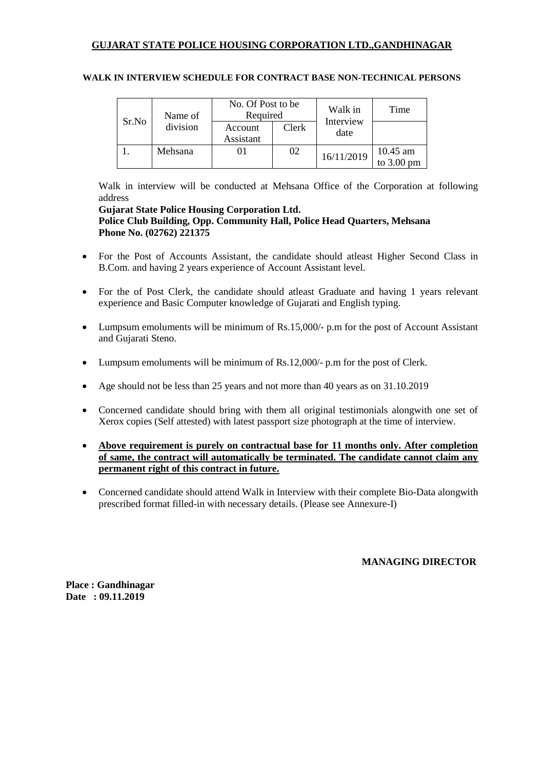**GUJARAT STATE POLICE HOUSING CORPORATION LTD.,GANDHINAGAR**

**WALK IN INTERVIEW SCHEDULE FOR CONTRACT BASE NON-TECHNICAL PERSONS**

| Sr.No | Name of division | No. Of Post to be Required | | Walk in Interview date | Time |
|---|---|---|---|---|---|
| | | Account Assistant | Clerk | | |
| 1. | Mehsana | 01 | 02 | 16/11/2019 | 10.45 am to 3.00 pm |

Walk in interview will be conducted at Mehsana Office of the Corporation at following address
**Gujarat State Police Housing Corporation Ltd.**
**Police Club Building, Opp. Community Hall, Police Head Quarters, Mehsana**
**Phone No. (02762) 221375**

- For the Post of Accounts Assistant, the candidate should atleast Higher Second Class in B.Com. and having 2 years experience of Account Assistant level.
- For the of Post Clerk, the candidate should atleast Graduate and having 1 years relevant experience and Basic Computer knowledge of Gujarati and English typing.
- Lumpsum emoluments will be minimum of Rs.15,000/- p.m for the post of Account Assistant and Gujarati Steno.
- Lumpsum emoluments will be minimum of Rs.12,000/- p.m for the post of Clerk.
- Age should not be less than 25 years and not more than 40 years as on 31.10.2019
- Concerned candidate should bring with them all original testimonials alongwith one set of Xerox copies (Self attested) with latest passport size photograph at the time of interview.
- **Above requirement is purely on contractual base for 11 months only. After completion of same, the contract will automatically be terminated. The candidate cannot claim any permanent right of this contract in future.**
- Concerned candidate should attend Walk in Interview with their complete Bio-Data alongwith prescribed format filled-in with necessary details. (Please see Annexure-I)

**MANAGING DIRECTOR**

**Place : Gandhinagar**
**Date : 09.11.2019**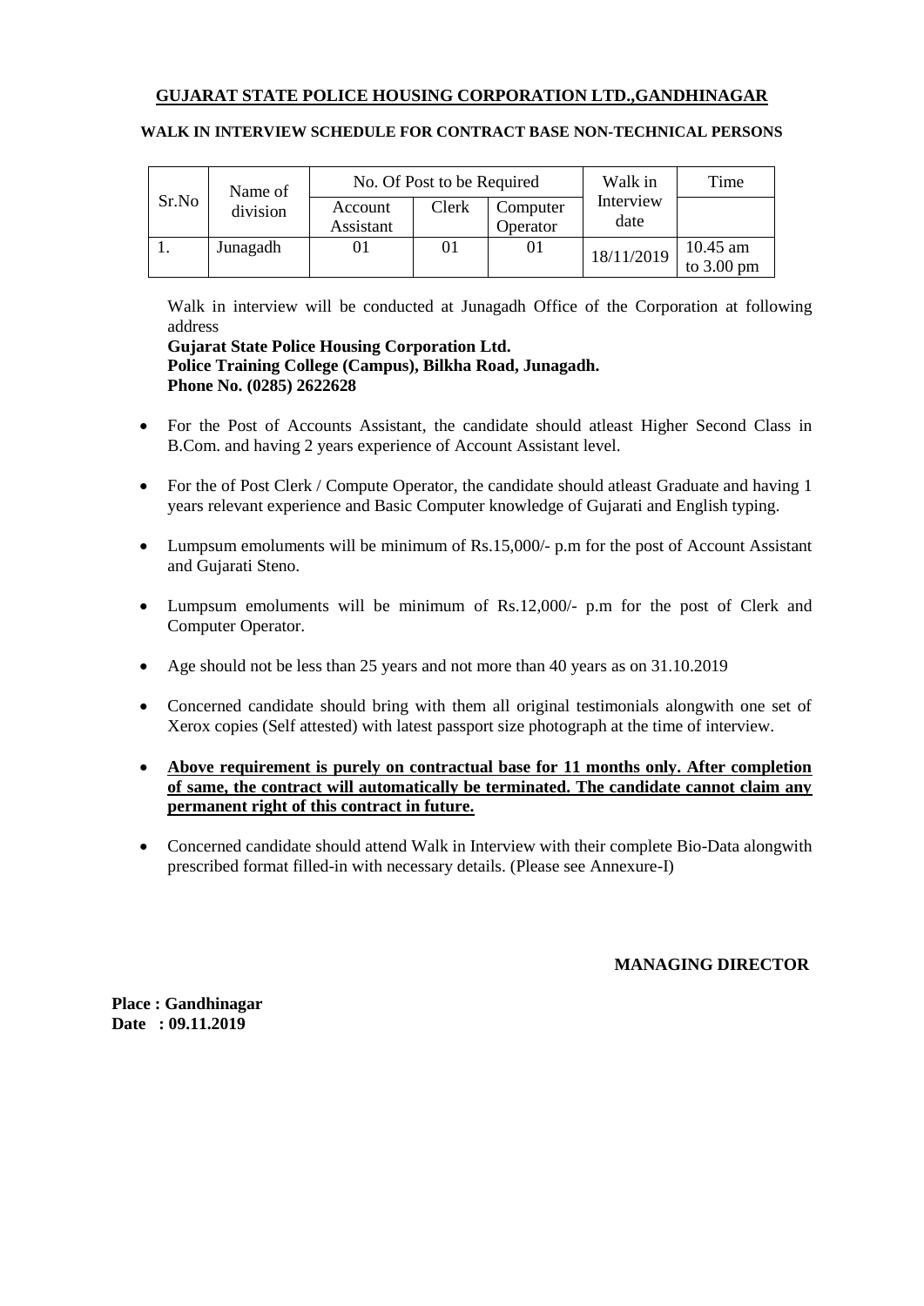## GUJARAT STATE POLICE HOUSING CORPORATION LTD.,GANDHINAGAR

### WALK IN INTERVIEW SCHEDULE FOR CONTRACT BASE NON-TECHNICAL PERSONS

| Sr.No | Name of division | No. Of Post to be Required | | | Walk in Interview date | Time |
|---|---|---|---|---|---|---|
| | | Account Assistant | Clerk | Computer Operator | | |
| 1. | Junagadh | 01 | 01 | 01 | 18/11/2019 | 10.45 am to 3.00 pm |

Walk in interview will be conducted at Junagadh Office of the Corporation at following address

**Gujarat State Police Housing Corporation Ltd.**
**Police Training College (Campus), Bilkha Road, Junagadh.**
**Phone No. (0285) 2622628**

- For the Post of Accounts Assistant, the candidate should atleast Higher Second Class in B.Com. and having 2 years experience of Account Assistant level.
- For the of Post Clerk / Compute Operator, the candidate should atleast Graduate and having 1 years relevant experience and Basic Computer knowledge of Gujarati and English typing.
- Lumpsum emoluments will be minimum of Rs.15,000/- p.m for the post of Account Assistant and Gujarati Steno.
- Lumpsum emoluments will be minimum of Rs.12,000/- p.m for the post of Clerk and Computer Operator.
- Age should not be less than 25 years and not more than 40 years as on 31.10.2019
- Concerned candidate should bring with them all original testimonials alongwith one set of Xerox copies (Self attested) with latest passport size photograph at the time of interview.
- **Above requirement is purely on contractual base for 11 months only. After completion of same, the contract will automatically be terminated. The candidate cannot claim any permanent right of this contract in future.**
- Concerned candidate should attend Walk in Interview with their complete Bio-Data alongwith prescribed format filled-in with necessary details. (Please see Annexure-I)

**MANAGING DIRECTOR**

**Place : Gandhinagar**
**Date : 09.11.2019**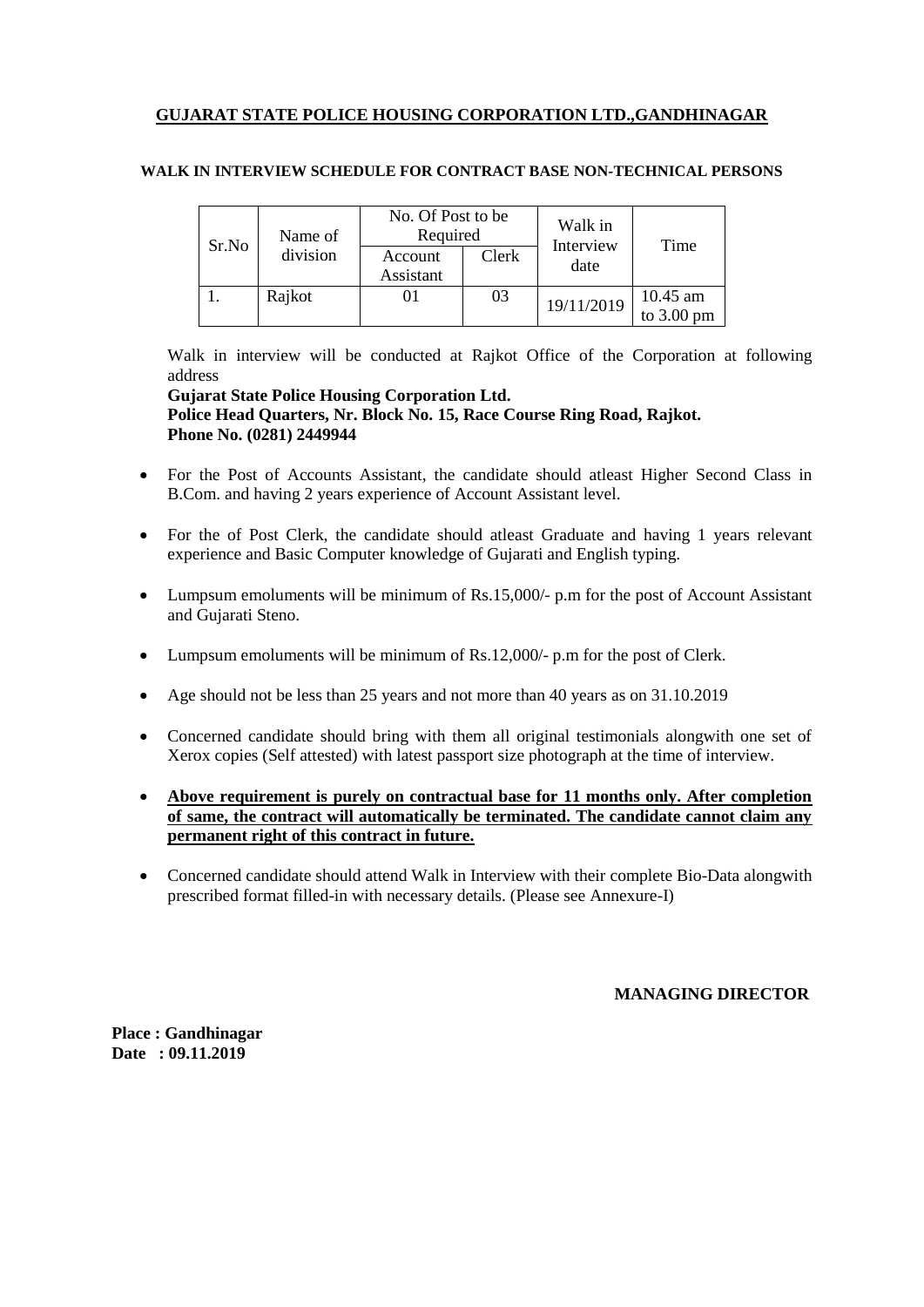## GUJARAT STATE POLICE HOUSING CORPORATION LTD.,GANDHINAGAR

### WALK IN INTERVIEW SCHEDULE FOR CONTRACT BASE NON-TECHNICAL PERSONS

| Sr.No | Name of division | No. Of Post to be Required | | Walk in Interview date | Time |
|---|---|---|---|---|---|
| | | Account Assistant | Clerk | | |
| 1. | Rajkot | 01 | 03 | 19/11/2019 | 10.45 am to 3.00 pm |

Walk in interview will be conducted at Rajkot Office of the Corporation at following address

**Gujarat State Police Housing Corporation Ltd.**
**Police Head Quarters, Nr. Block No. 15, Race Course Ring Road, Rajkot.**
**Phone No. (0281) 2449944**

- For the Post of Accounts Assistant, the candidate should atleast Higher Second Class in B.Com. and having 2 years experience of Account Assistant level.
- For the of Post Clerk, the candidate should atleast Graduate and having 1 years relevant experience and Basic Computer knowledge of Gujarati and English typing.
- Lumpsum emoluments will be minimum of Rs.15,000/- p.m for the post of Account Assistant and Gujarati Steno.
- Lumpsum emoluments will be minimum of Rs.12,000/- p.m for the post of Clerk.
- Age should not be less than 25 years and not more than 40 years as on 31.10.2019
- Concerned candidate should bring with them all original testimonials alongwith one set of Xerox copies (Self attested) with latest passport size photograph at the time of interview.
- **Above requirement is purely on contractual base for 11 months only. After completion of same, the contract will automatically be terminated. The candidate cannot claim any permanent right of this contract in future.**
- Concerned candidate should attend Walk in Interview with their complete Bio-Data alongwith prescribed format filled-in with necessary details. (Please see Annexure-I)

**MANAGING DIRECTOR**

**Place : Gandhinagar**
**Date : 09.11.2019**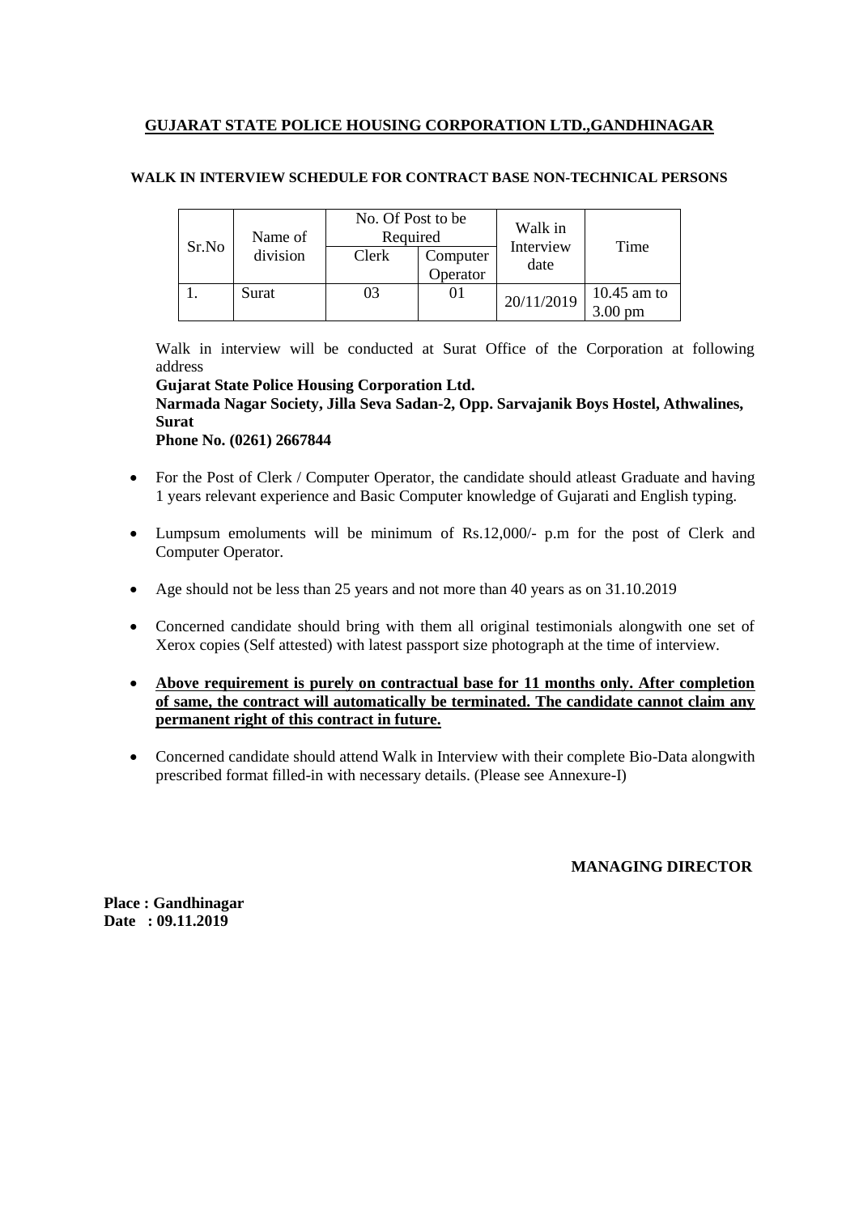## GUJARAT STATE POLICE HOUSING CORPORATION LTD.,GANDHINAGAR

### WALK IN INTERVIEW SCHEDULE FOR CONTRACT BASE NON-TECHNICAL PERSONS

| Sr.No | Name of division | No. Of Post to be Required | | Walk in Interview date | Time |
|---|---|---|---|---|---|
| | | Clerk | Computer Operator | | |
| 1. | Surat | 03 | 01 | 20/11/2019 | 10.45 am to 3.00 pm |

Walk in interview will be conducted at Surat Office of the Corporation at following address

**Gujarat State Police Housing Corporation Ltd.**
**Narmada Nagar Society, Jilla Seva Sadan-2, Opp. Sarvajanik Boys Hostel, Athwalines, Surat**
**Phone No. (0261) 2667844**

- For the Post of Clerk / Computer Operator, the candidate should atleast Graduate and having 1 years relevant experience and Basic Computer knowledge of Gujarati and English typing.
- Lumpsum emoluments will be minimum of Rs.12,000/- p.m for the post of Clerk and Computer Operator.
- Age should not be less than 25 years and not more than 40 years as on 31.10.2019
- Concerned candidate should bring with them all original testimonials alongwith one set of Xerox copies (Self attested) with latest passport size photograph at the time of interview.
- **Above requirement is purely on contractual base for 11 months only. After completion of same, the contract will automatically be terminated. The candidate cannot claim any permanent right of this contract in future.**
- Concerned candidate should attend Walk in Interview with their complete Bio-Data alongwith prescribed format filled-in with necessary details. (Please see Annexure-I)

**MANAGING DIRECTOR**

**Place : Gandhinagar**
**Date : 09.11.2019**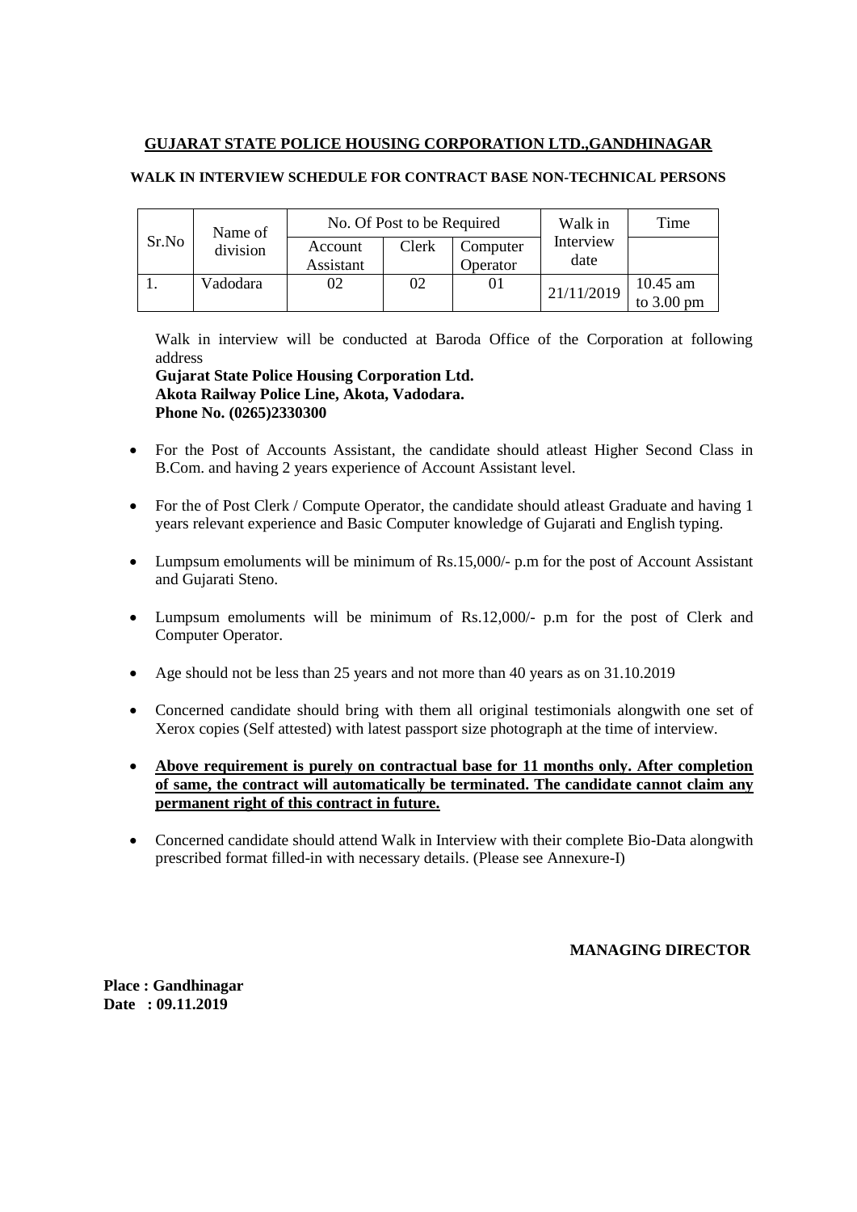## GUJARAT STATE POLICE HOUSING CORPORATION LTD.,GANDHINAGAR

**WALK IN INTERVIEW SCHEDULE FOR CONTRACT BASE NON-TECHNICAL PERSONS**

| Sr.No | Name of division | No. Of Post to be Required | | | Walk in Interview date | Time |
|---|---|---|---|---|---|---|
| | | Account Assistant | Clerk | Computer Operator | | |
| 1. | Vadodara | 02 | 02 | 01 | 21/11/2019 | 10.45 am to 3.00 pm |

Walk in interview will be conducted at Baroda Office of the Corporation at following address
**Gujarat State Police Housing Corporation Ltd.**
**Akota Railway Police Line, Akota, Vadodara.**
**Phone No. (0265)2330300**

- For the Post of Accounts Assistant, the candidate should atleast Higher Second Class in B.Com. and having 2 years experience of Account Assistant level.
- For the of Post Clerk / Compute Operator, the candidate should atleast Graduate and having 1 years relevant experience and Basic Computer knowledge of Gujarati and English typing.
- Lumpsum emoluments will be minimum of Rs.15,000/- p.m for the post of Account Assistant and Gujarati Steno.
- Lumpsum emoluments will be minimum of Rs.12,000/- p.m for the post of Clerk and Computer Operator.
- Age should not be less than 25 years and not more than 40 years as on 31.10.2019
- Concerned candidate should bring with them all original testimonials alongwith one set of Xerox copies (Self attested) with latest passport size photograph at the time of interview.
- **Above requirement is purely on contractual base for 11 months only. After completion of same, the contract will automatically be terminated. The candidate cannot claim any permanent right of this contract in future.**
- Concerned candidate should attend Walk in Interview with their complete Bio-Data alongwith prescribed format filled-in with necessary details. (Please see Annexure-I)

**MANAGING DIRECTOR**

**Place : Gandhinagar**
**Date : 09.11.2019**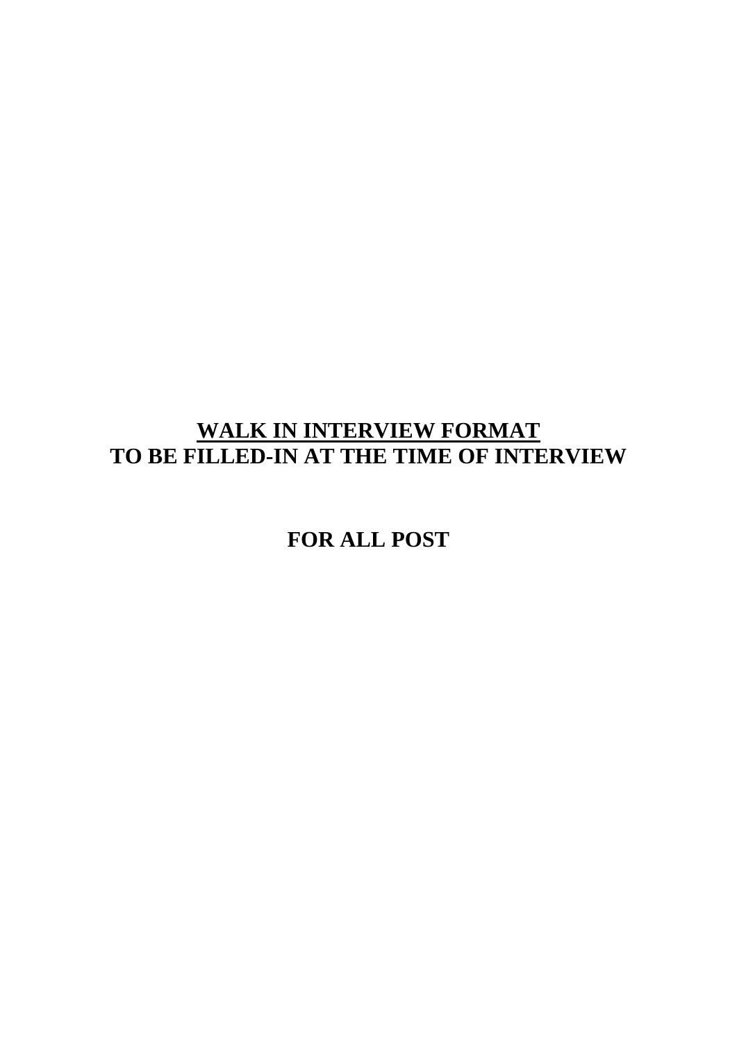# WALK IN INTERVIEW FORMAT

**TO BE FILLED-IN AT THE TIME OF INTERVIEW**

**FOR ALL POST**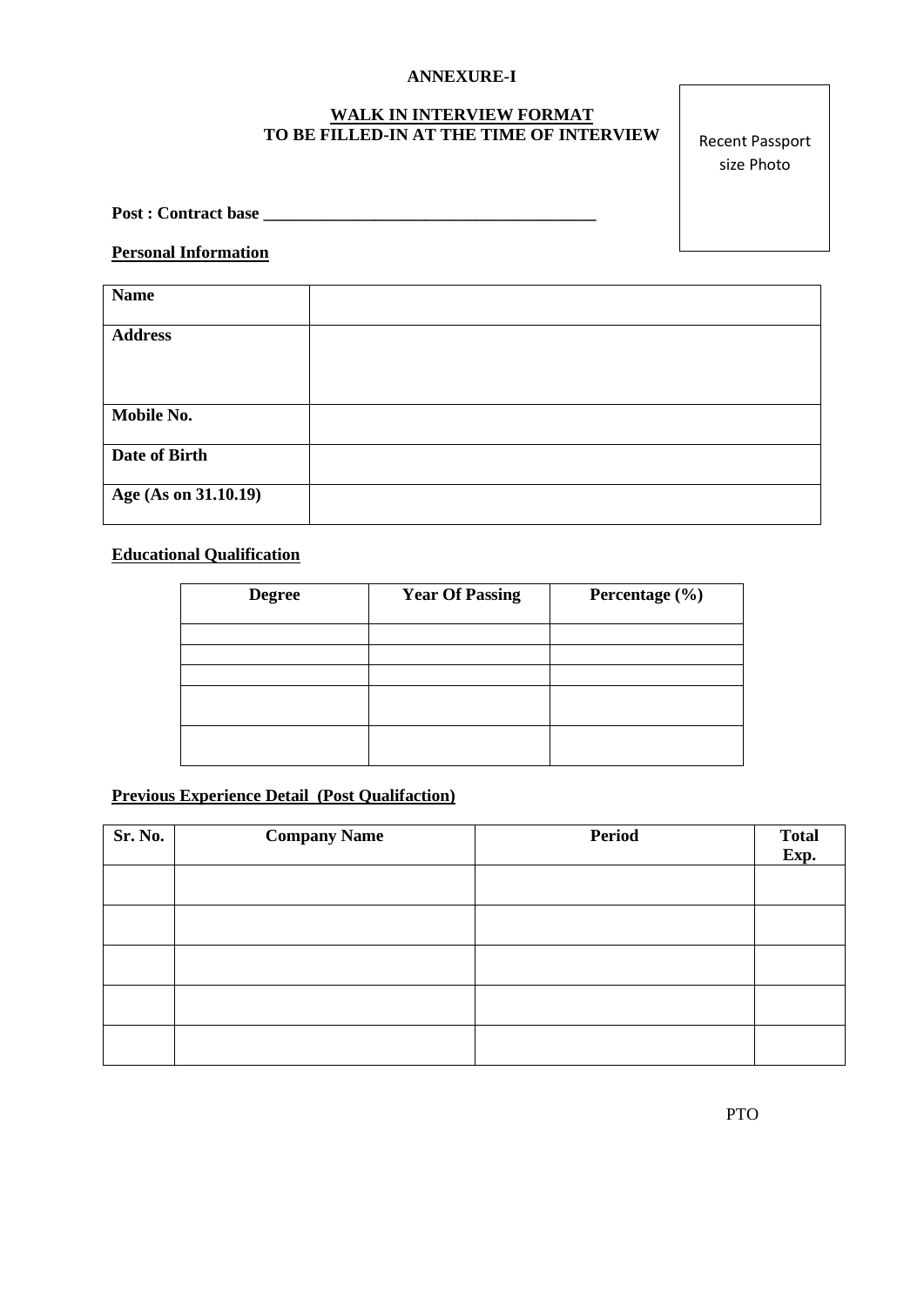**ANNEXURE-I**

**WALK IN INTERVIEW FORMAT**
**TO BE FILLED-IN AT THE TIME OF INTERVIEW**

Recent Passport size Photo

**Post : Contract base \_\_\_\_\_\_\_\_\_\_\_\_\_\_\_\_\_\_\_\_\_\_\_\_\_\_\_\_\_\_\_\_\_\_\_\_\_\_\_\_**

**Personal Information**

| **Name** | |
|---|---|
| **Address** | |
| **Mobile No.** | |
| **Date of Birth** | |
| **Age (As on 31.10.19)** | |

**Educational Qualification**

| **Degree** | **Year Of Passing** | **Percentage (%)** |
|---|---|---|
| | | |
| | | |
| | | |
| | | |
| | | |

**Previous Experience Detail (Post Qualifaction)**

| **Sr. No.** | **Company Name** | **Period** | **Total Exp.** |
|---|---|---|---|
| | | | |
| | | | |
| | | | |
| | | | |
| | | | |

PTO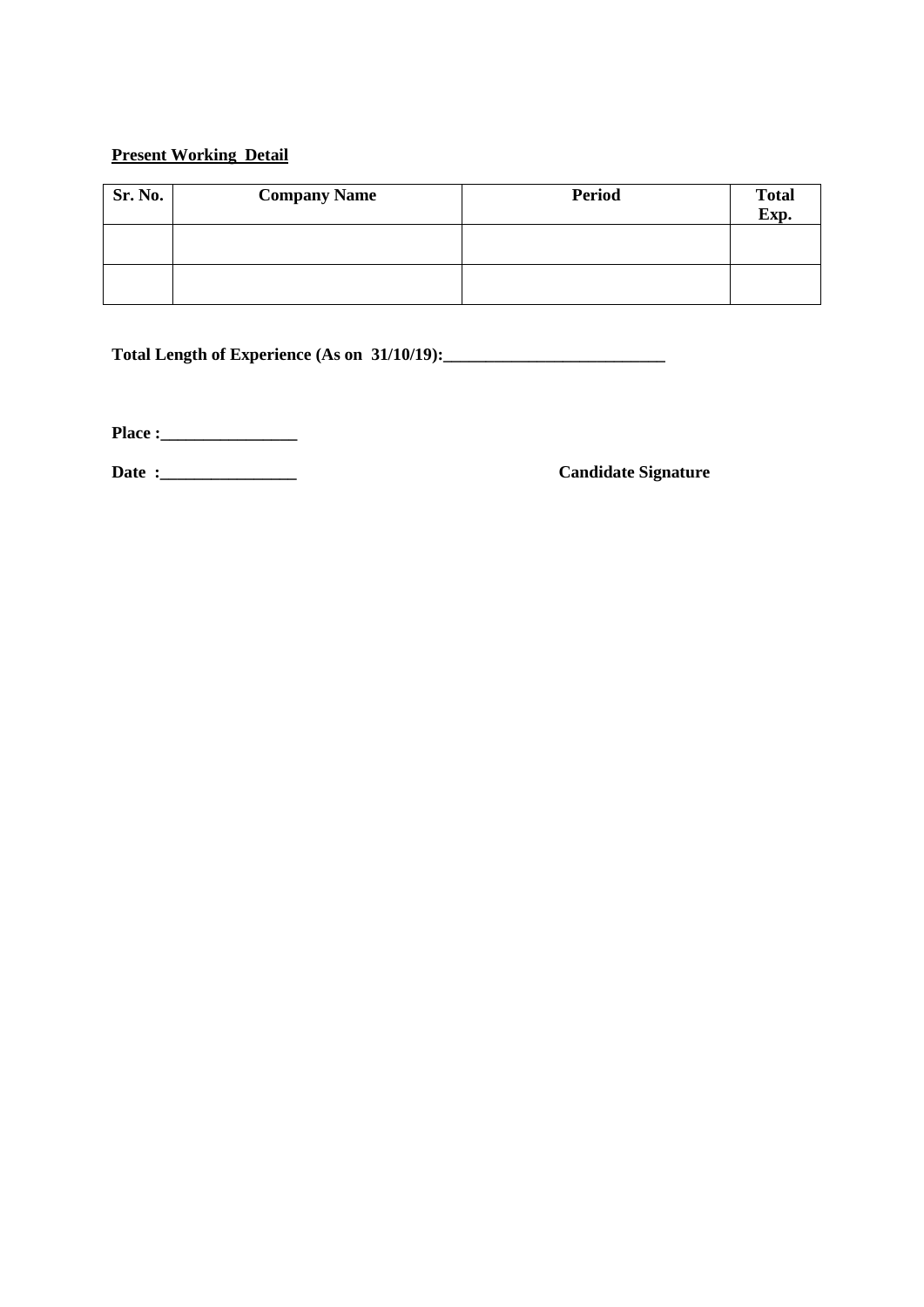**Present Working Detail**

| Sr. No. | Company Name | Period | Total Exp. |
|---|---|---|---|
| | | | |
| | | | |

**Total Length of Experience (As on 31/10/19):___________________________**

**Place :________________**

**Date :________________** **Candidate Signature**